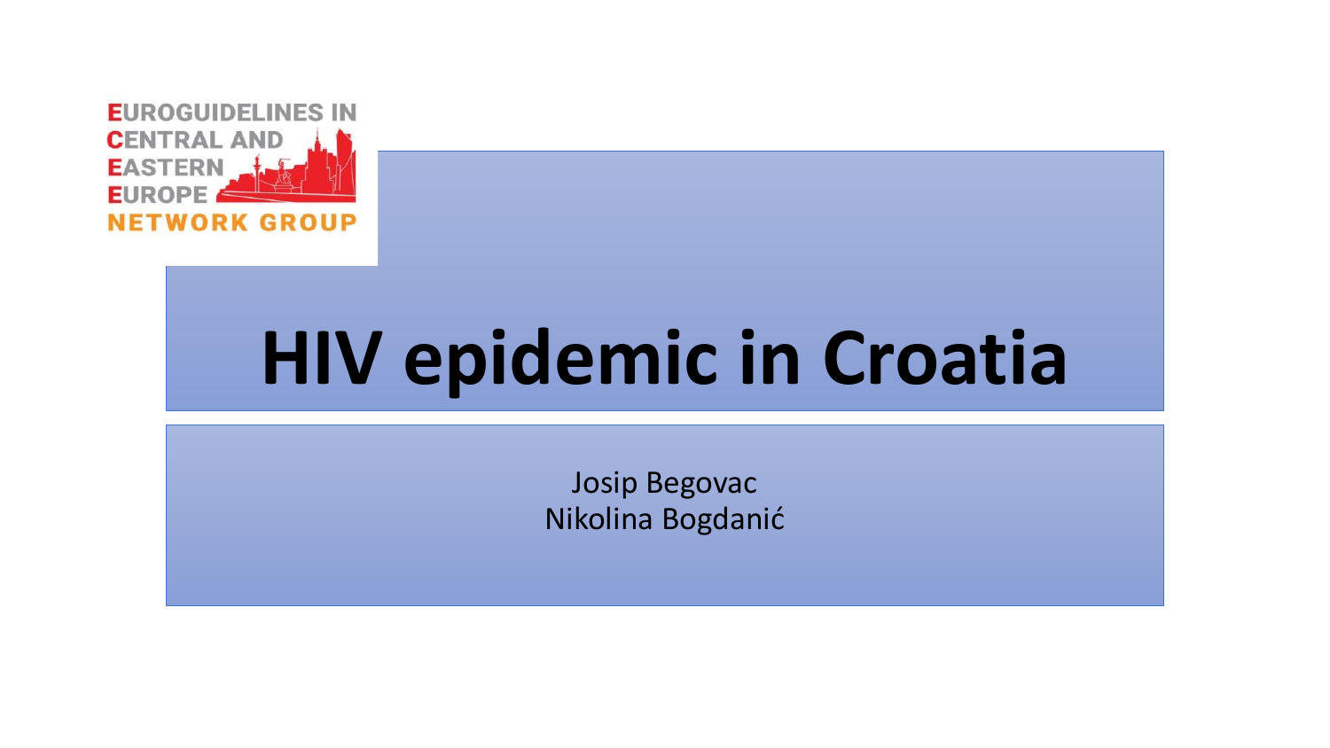EUROGUIDELINES IN CENTRAL AND EASTERN EUROPE NETWORK GROUP

# HIV epidemic in Croatia

Josip Begovac
Nikolina Bogdanić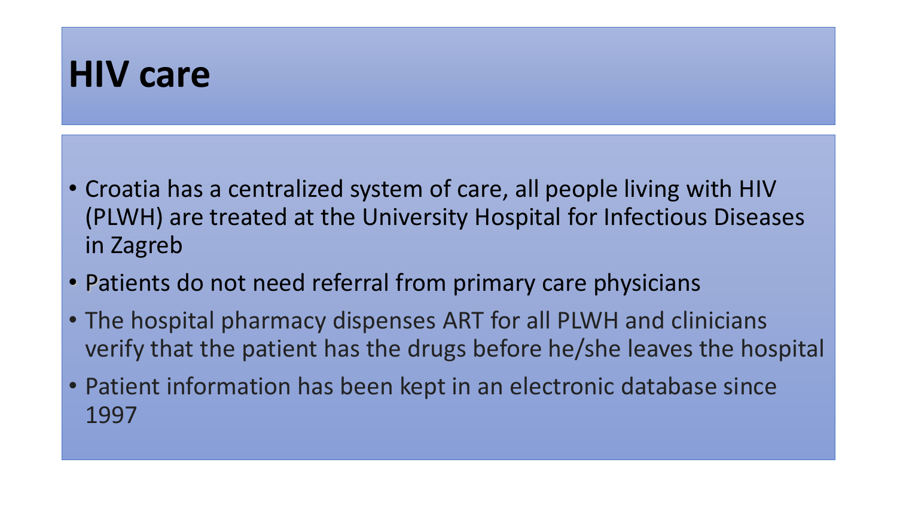# HIV care

- Croatia has a centralized system of care, all people living with HIV (PLWH) are treated at the University Hospital for Infectious Diseases in Zagreb
- Patients do not need referral from primary care physicians
- The hospital pharmacy dispenses ART for all PLWH and clinicians verify that the patient has the drugs before he/she leaves the hospital
- Patient information has been kept in an electronic database since 1997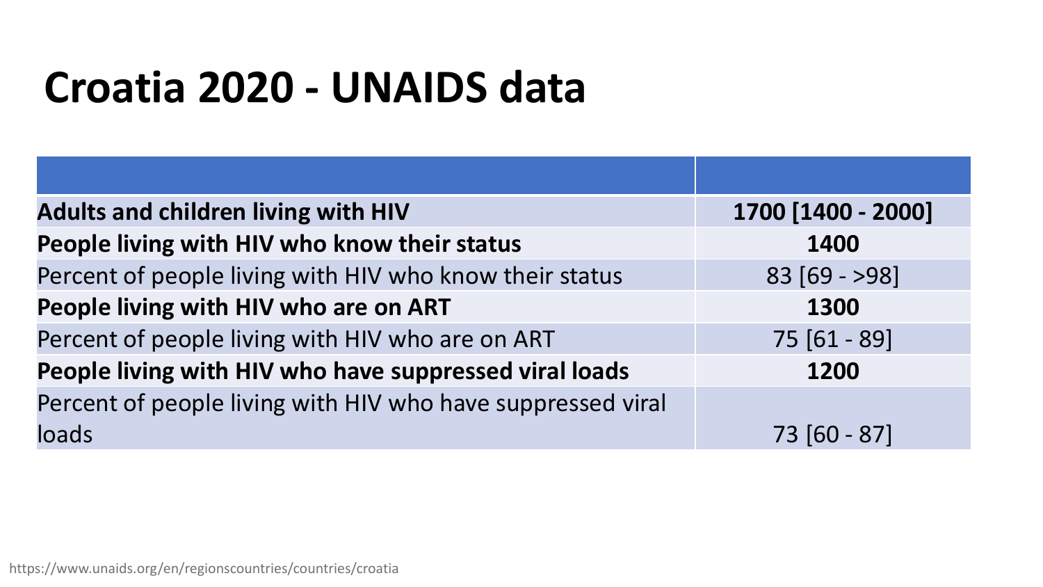# Croatia 2020 - UNAIDS data

| | |
|---|---|
| **Adults and children living with HIV** | **1700 [1400 - 2000]** |
| **People living with HIV who know their status** | **1400** |
| Percent of people living with HIV who know their status | 83 [69 - >98] |
| **People living with HIV who are on ART** | **1300** |
| Percent of people living with HIV who are on ART | 75 [61 - 89] |
| **People living with HIV who have suppressed viral loads** | **1200** |
| Percent of people living with HIV who have suppressed viral loads | 73 [60 - 87] |

https://www.unaids.org/en/regionscountries/countries/croatia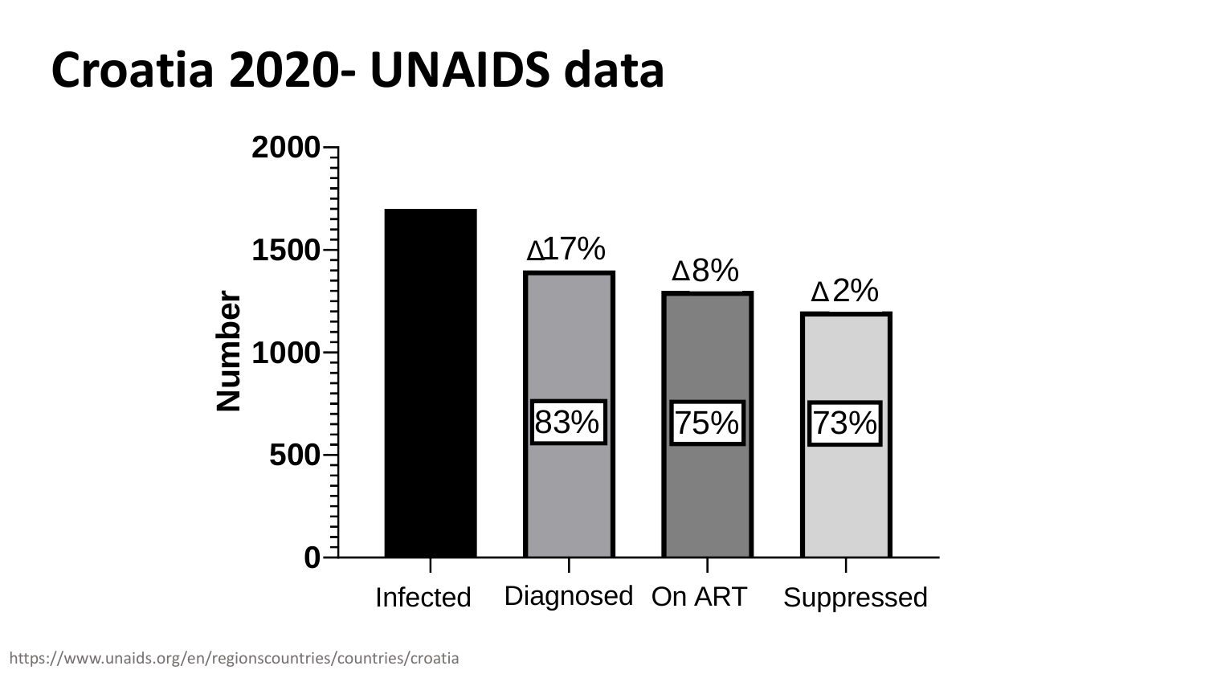# Croatia 2020- UNAIDS data

Number

2000

1500

1000

500

0

Infected

Diagnosed

On ART

Suppressed

Δ17%

Δ8%

Δ2%

83%

75%

73%

https://www.unaids.org/en/regionscountries/countries/croatia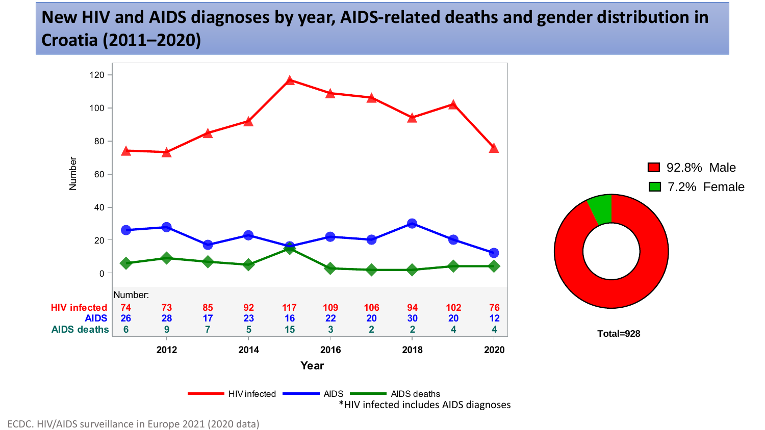# New HIV and AIDS diagnoses by year, AIDS-related deaths and gender distribution in Croatia (2011–2020)

Number:

| | 2011 | 2012 | 2013 | 2014 | 2015 | 2016 | 2017 | 2018 | 2019 | 2020 |
|---|---|---|---|---|---|---|---|---|---|---|
| HIV infected | 74 | 73 | 85 | 92 | 117 | 109 | 106 | 94 | 102 | 76 |
| AIDS | 26 | 28 | 17 | 23 | 16 | 22 | 20 | 30 | 20 | 12 |
| AIDS deaths | 6 | 9 | 7 | 5 | 15 | 3 | 2 | 2 | 4 | 4 |

Year

HIV infected — AIDS — AIDS deaths

*HIV infected includes AIDS diagnoses

92.8% Male
7.2% Female

Total=928

ECDC. HIV/AIDS surveillance in Europe 2021 (2020 data)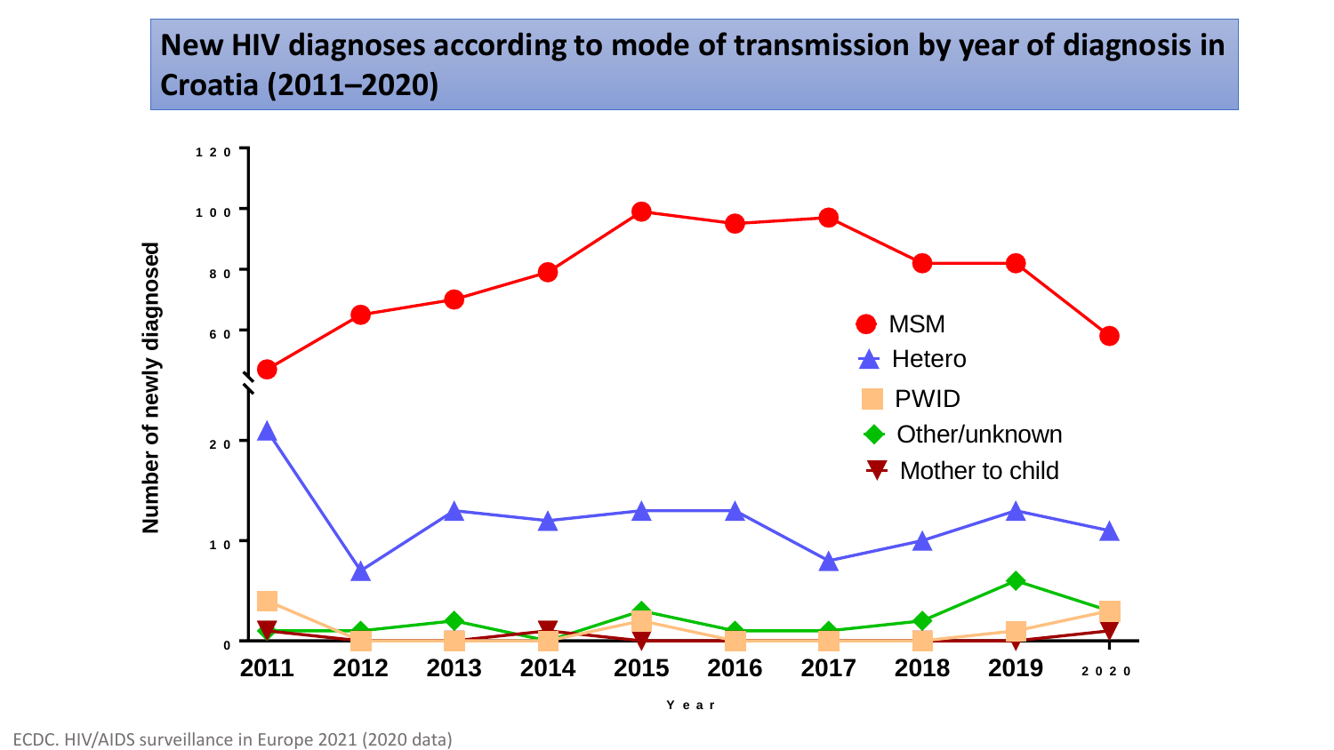# New HIV diagnoses according to mode of transmission by year of diagnosis in Croatia (2011–2020)

Number of newly diagnosed

120
100
80
60
20
10
0

2011
2012
2013
2014
2015
2016
2017
2018
2019
2020

Year

MSM
Hetero
PWID
Other/unknown
Mother to child

ECDC. HIV/AIDS surveillance in Europe 2021 (2020 data)